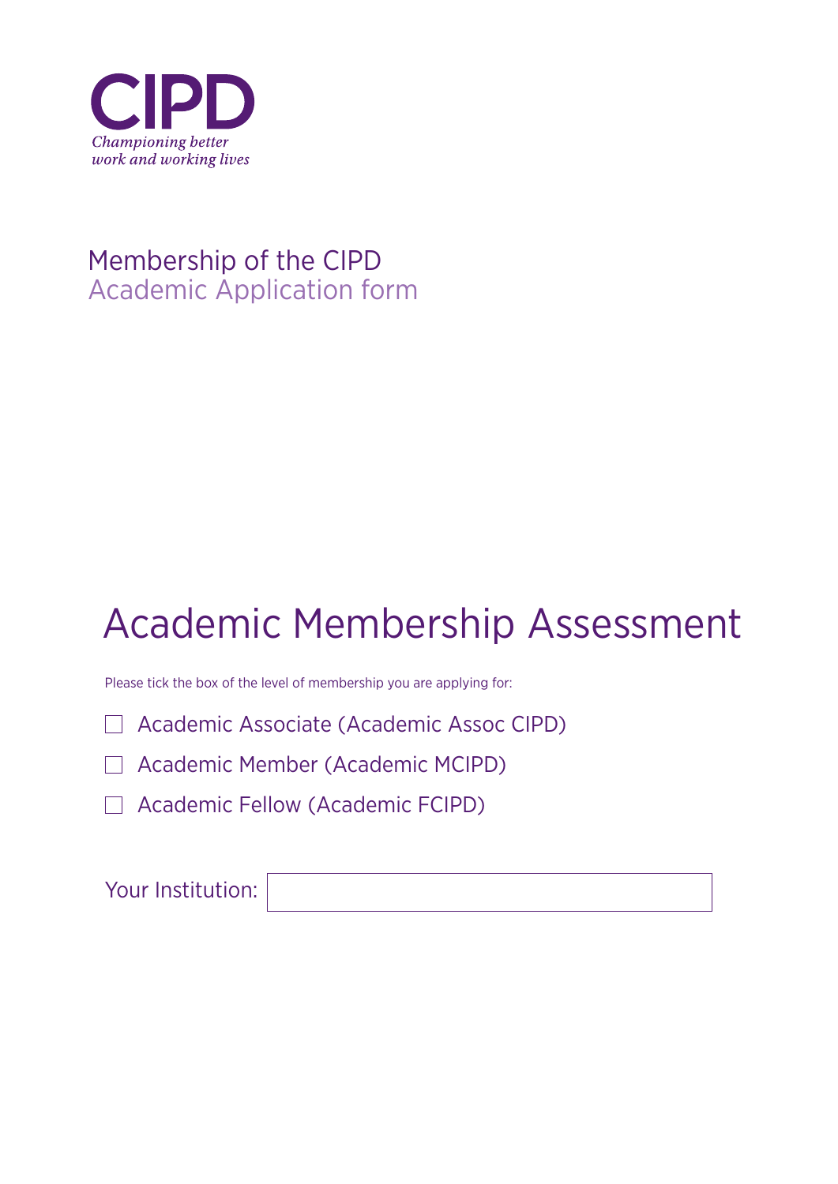CIPD

*Championing better work and working lives*

Membership of the CIPD
Academic Application form

# Academic Membership Assessment

Please tick the box of the level of membership you are applying for:

- ☐ Academic Associate (Academic Assoc CIPD)
- ☐ Academic Member (Academic MCIPD)
- ☐ Academic Fellow (Academic FCIPD)

Your Institution: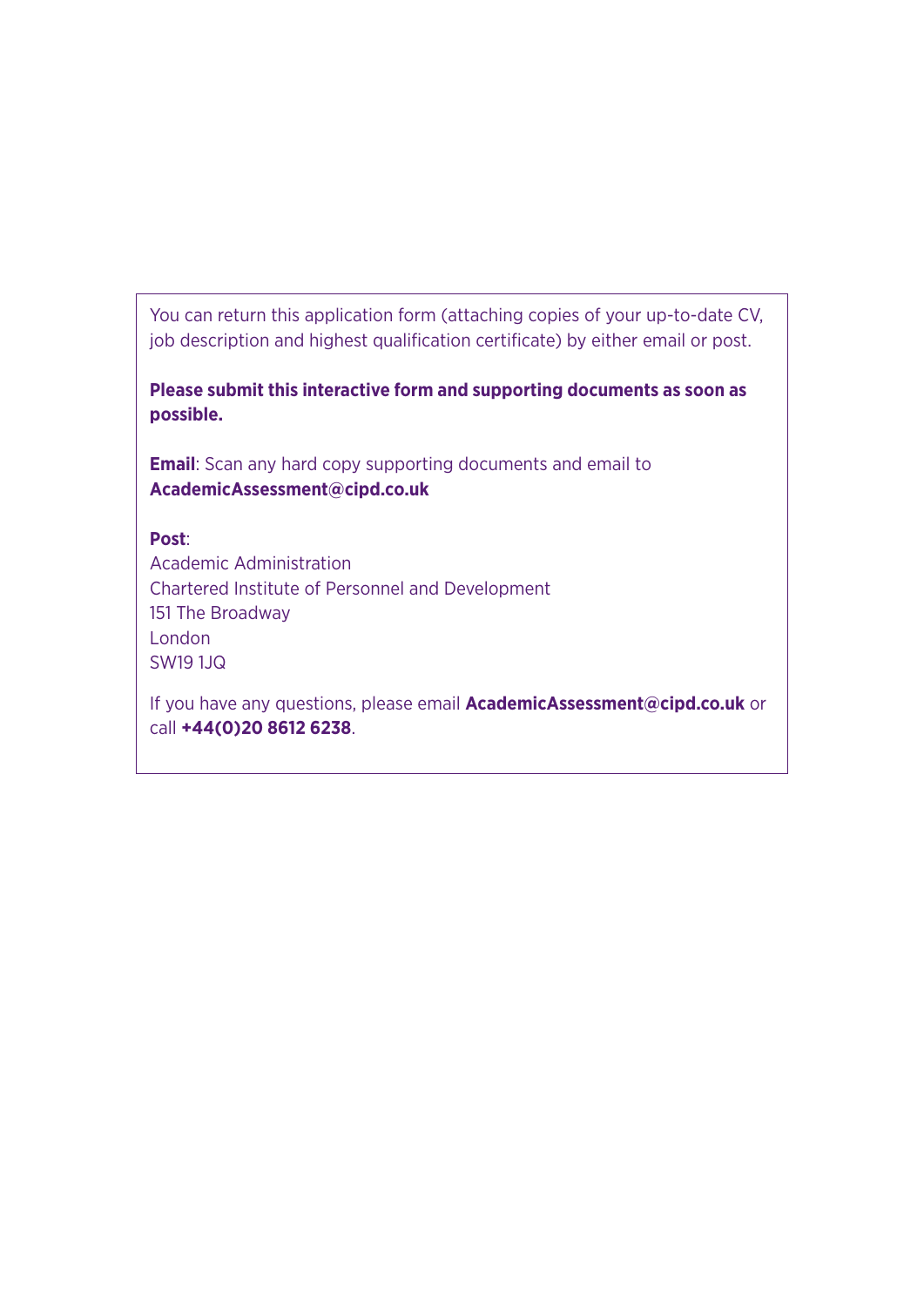You can return this application form (attaching copies of your up-to-date CV, job description and highest qualification certificate) by either email or post.

**Please submit this interactive form and supporting documents as soon as possible.**

**Email**: Scan any hard copy supporting documents and email to **AcademicAssessment@cipd.co.uk**

**Post**:
Academic Administration
Chartered Institute of Personnel and Development
151 The Broadway
London
SW19 1JQ

If you have any questions, please email **AcademicAssessment@cipd.co.uk** or call **+44(0)20 8612 6238**.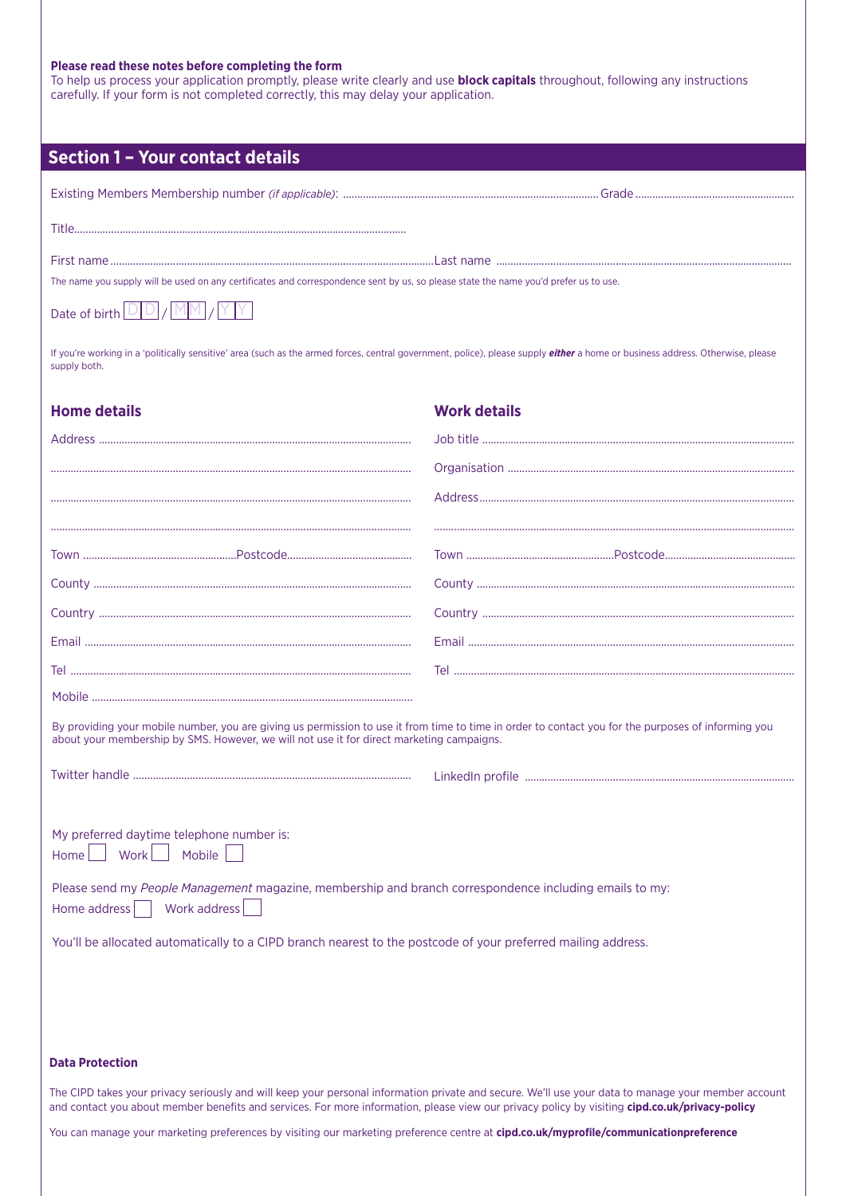**Please read these notes before completing the form**

To help us process your application promptly, please write clearly and use **block capitals** throughout, following any instructions carefully. If your form is not completed correctly, this may delay your application.

## Section 1 – Your contact details

Existing Members Membership number *(if applicable)*: ........................................................................................ Grade ........................................................

Title.....................................................................................................................

First name ....................................................................................................................Last name .......................................................................................................

The name you supply will be used on any certificates and correspondence sent by us, so please state the name you'd prefer us to use.

Date of birth D D / M M / Y Y

If you're working in a 'politically sensitive' area (such as the armed forces, central government, police), please supply ***either*** a home or business address. Otherwise, please supply both.

### Home details

Address ...............................................................................................................

...............................................................................................................................

...............................................................................................................................

...............................................................................................................................

Town .......................................................Postcode............................................

County .................................................................................................................

Country ...............................................................................................................

Email ....................................................................................................................

Tel .........................................................................................................................

Mobile ...................................................................................................................

### Work details

Job title ...............................................................................................................

Organisation .......................................................................................................

Address.................................................................................................................

...............................................................................................................................

Town ....................................................Postcode...............................................

County .................................................................................................................

Country ...............................................................................................................

Email ....................................................................................................................

Tel .........................................................................................................................

By providing your mobile number, you are giving us permission to use it from time to time in order to contact you for the purposes of informing you about your membership by SMS. However, we will not use it for direct marketing campaigns.

Twitter handle ..................................................................................................

LinkedIn profile ..............................................................................................

My preferred daytime telephone number is:

Home ☐ Work ☐ Mobile ☐

Please send my *People Management* magazine, membership and branch correspondence including emails to my:

Home address ☐ Work address ☐

You'll be allocated automatically to a CIPD branch nearest to the postcode of your preferred mailing address.

**Data Protection**

The CIPD takes your privacy seriously and will keep your personal information private and secure. We'll use your data to manage your member account and contact you about member benefits and services. For more information, please view our privacy policy by visiting **cipd.co.uk/privacy-policy**

You can manage your marketing preferences by visiting our marketing preference centre at **cipd.co.uk/myprofile/communicationpreference**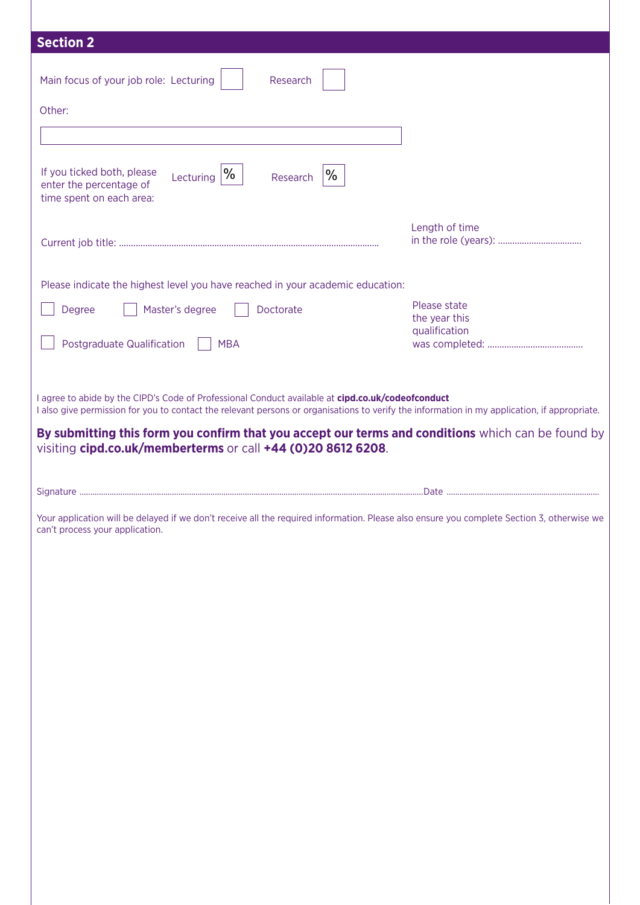## Section 2

Main focus of your job role: Lecturing ☐ Research ☐

Other:

☐

If you ticked both, please enter the percentage of time spent on each area: Lecturing ☐ % Research ☐ %

Current job title: ............................................................................................................

Length of time in the role (years): ..................................

Please indicate the highest level you have reached in your academic education:

☐ Degree ☐ Master's degree ☐ Doctorate

☐ Postgraduate Qualification ☐ MBA

Please state the year this qualification was completed: ........................................

I agree to abide by the CIPD's Code of Professional Conduct available at **cipd.co.uk/codeofconduct**
I also give permission for you to contact the relevant persons or organisations to verify the information in my application, if appropriate.

**By submitting this form you confirm that you accept our terms and conditions** which can be found by visiting **cipd.co.uk/memberterms** or call **+44 (0)20 8612 6208**.

Signature ............................................................................................................................................................Date .....................................................................

Your application will be delayed if we don't receive all the required information. Please also ensure you complete Section 3, otherwise we can't process your application.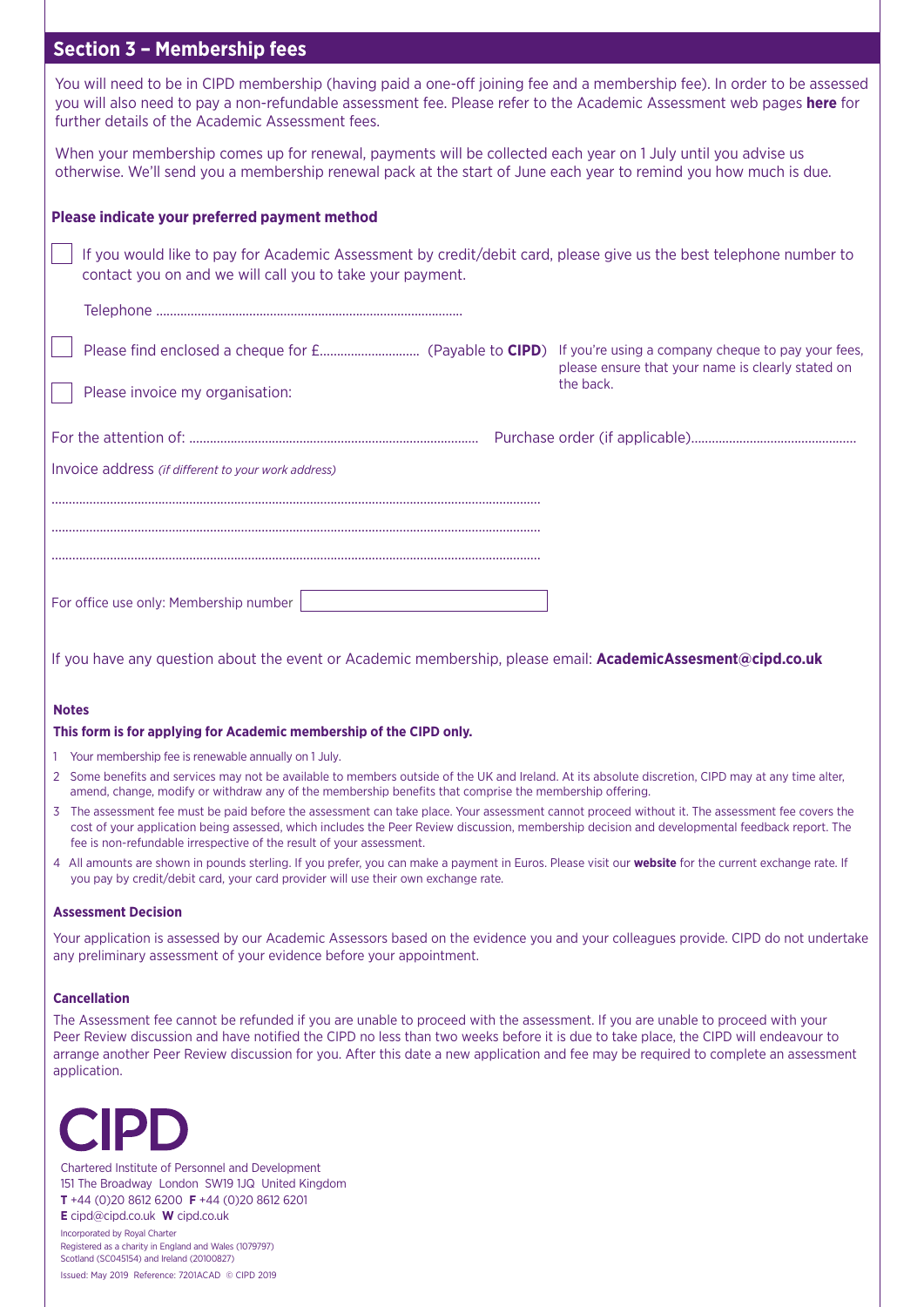## Section 3 – Membership fees

You will need to be in CIPD membership (having paid a one-off joining fee and a membership fee). In order to be assessed you will also need to pay a non-refundable assessment fee. Please refer to the Academic Assessment web pages **here** for further details of the Academic Assessment fees.

When your membership comes up for renewal, payments will be collected each year on 1 July until you advise us otherwise. We'll send you a membership renewal pack at the start of June each year to remind you how much is due.

**Please indicate your preferred payment method**

☐ If you would like to pay for Academic Assessment by credit/debit card, please give us the best telephone number to contact you on and we will call you to take your payment.

Telephone ……………………………………………………………………………

☐ Please find enclosed a cheque for £……………………… (Payable to **CIPD**)

If you're using a company cheque to pay your fees, please ensure that your name is clearly stated on the back.

☐ Please invoice my organisation:

For the attention of: …………………………………………………………………… Purchase order (if applicable)…………………………………………

Invoice address *(if different to your work address)*

……………………………………………………………………………………………………………………………

……………………………………………………………………………………………………………………………

……………………………………………………………………………………………………………………………

For office use only: Membership number

If you have any question about the event or Academic membership, please email: **AcademicAssesment@cipd.co.uk**

### Notes

**This form is for applying for Academic membership of the CIPD only.**

1. Your membership fee is renewable annually on 1 July.
2. Some benefits and services may not be available to members outside of the UK and Ireland. At its absolute discretion, CIPD may at any time alter, amend, change, modify or withdraw any of the membership benefits that comprise the membership offering.
3. The assessment fee must be paid before the assessment can take place. Your assessment cannot proceed without it. The assessment fee covers the cost of your application being assessed, which includes the Peer Review discussion, membership decision and developmental feedback report. The fee is non-refundable irrespective of the result of your assessment.
4. All amounts are shown in pounds sterling. If you prefer, you can make a payment in Euros. Please visit our **website** for the current exchange rate. If you pay by credit/debit card, your card provider will use their own exchange rate.

### Assessment Decision

Your application is assessed by our Academic Assessors based on the evidence you and your colleagues provide. CIPD do not undertake any preliminary assessment of your evidence before your appointment.

### Cancellation

The Assessment fee cannot be refunded if you are unable to proceed with the assessment. If you are unable to proceed with your Peer Review discussion and have notified the CIPD no less than two weeks before it is due to take place, the CIPD will endeavour to arrange another Peer Review discussion for you. After this date a new application and fee may be required to complete an assessment application.

CIPD

Chartered Institute of Personnel and Development
151 The Broadway London SW19 1JQ United Kingdom
**T** +44 (0)20 8612 6200 **F** +44 (0)20 8612 6201
**E** cipd@cipd.co.uk **W** cipd.co.uk

Incorporated by Royal Charter
Registered as a charity in England and Wales (1079797)
Scotland (SC045154) and Ireland (20100827)

Issued: May 2019 Reference: 7201ACAD © CIPD 2019